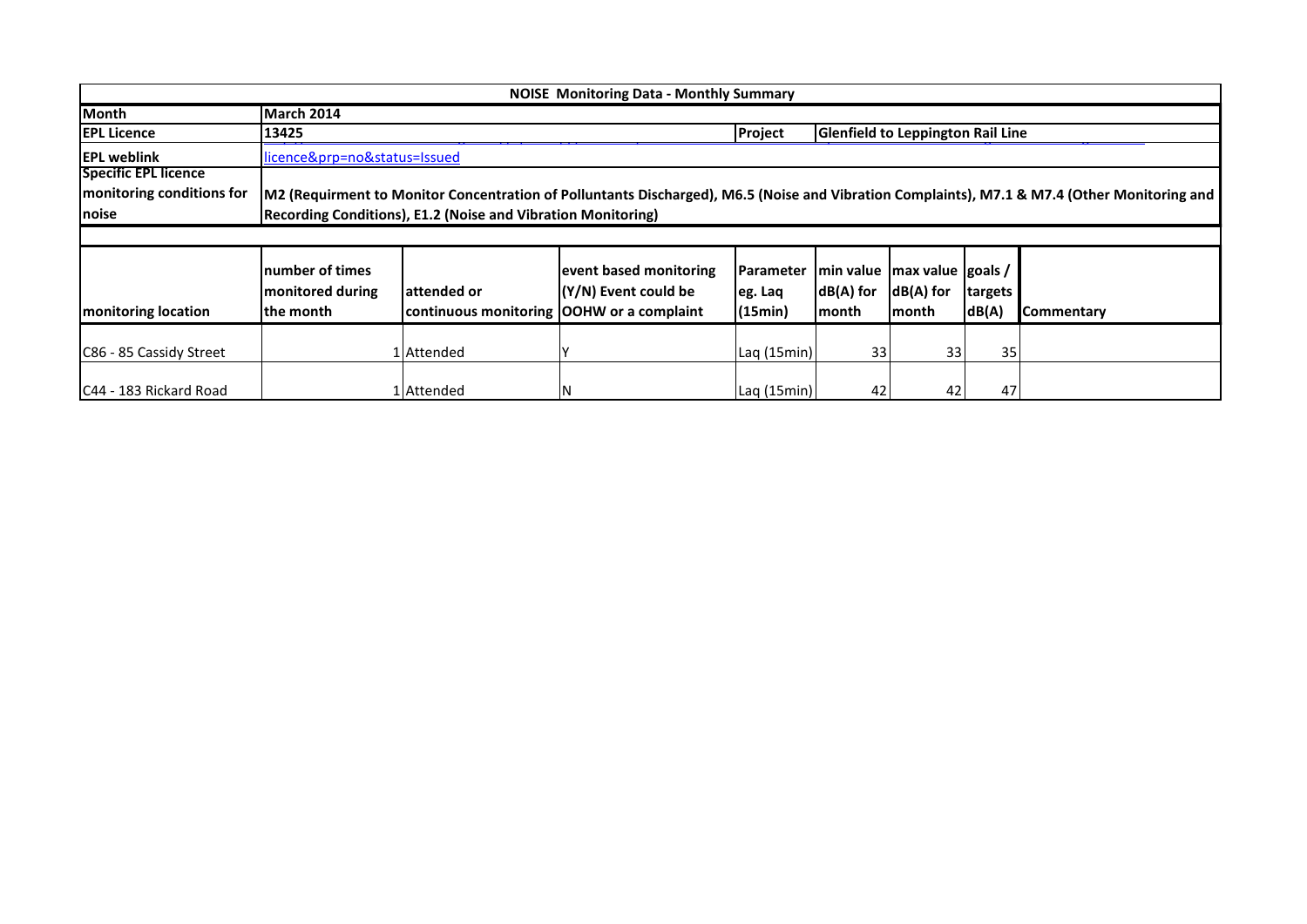| NOISE Monitoring Data - Monthly Summary | | | | | | | | |
|---|---|---|---|---|---|---|---|---|
| **Month** | **March 2014** | | | | | | | |
| **EPL Licence** | **13425** | | | **Project** | **Glenfield to Leppington Rail Line** | | | |
| **EPL weblink** | licence&prp=no&status=Issued | | | | | | | |
| **Specific EPL licence monitoring conditions for noise** | **M2 (Requirment to Monitor Concentration of Polluntants Discharged), M6.5 (Noise and Vibration Complaints), M7.1 & M7.4 (Other Monitoring and Recording Conditions), E1.2 (Noise and Vibration Monitoring)** | | | | | | | |
| **monitoring location** | **number of times monitored during the month** | **attended or continuous monitoring** | **event based monitoring (Y/N) Event could be OOHW or a complaint** | **Parameter eg. Laq (15min)** | **min value dB(A) for month** | **max value dB(A) for month** | **goals / targets dB(A)** | **Commentary** |
| C86 - 85 Cassidy Street | 1 | Attended | Y | Laq (15min) | 33 | 33 | 35 | |
| C44 - 183 Rickard Road | 1 | Attended | N | Laq (15min) | 42 | 42 | 47 | |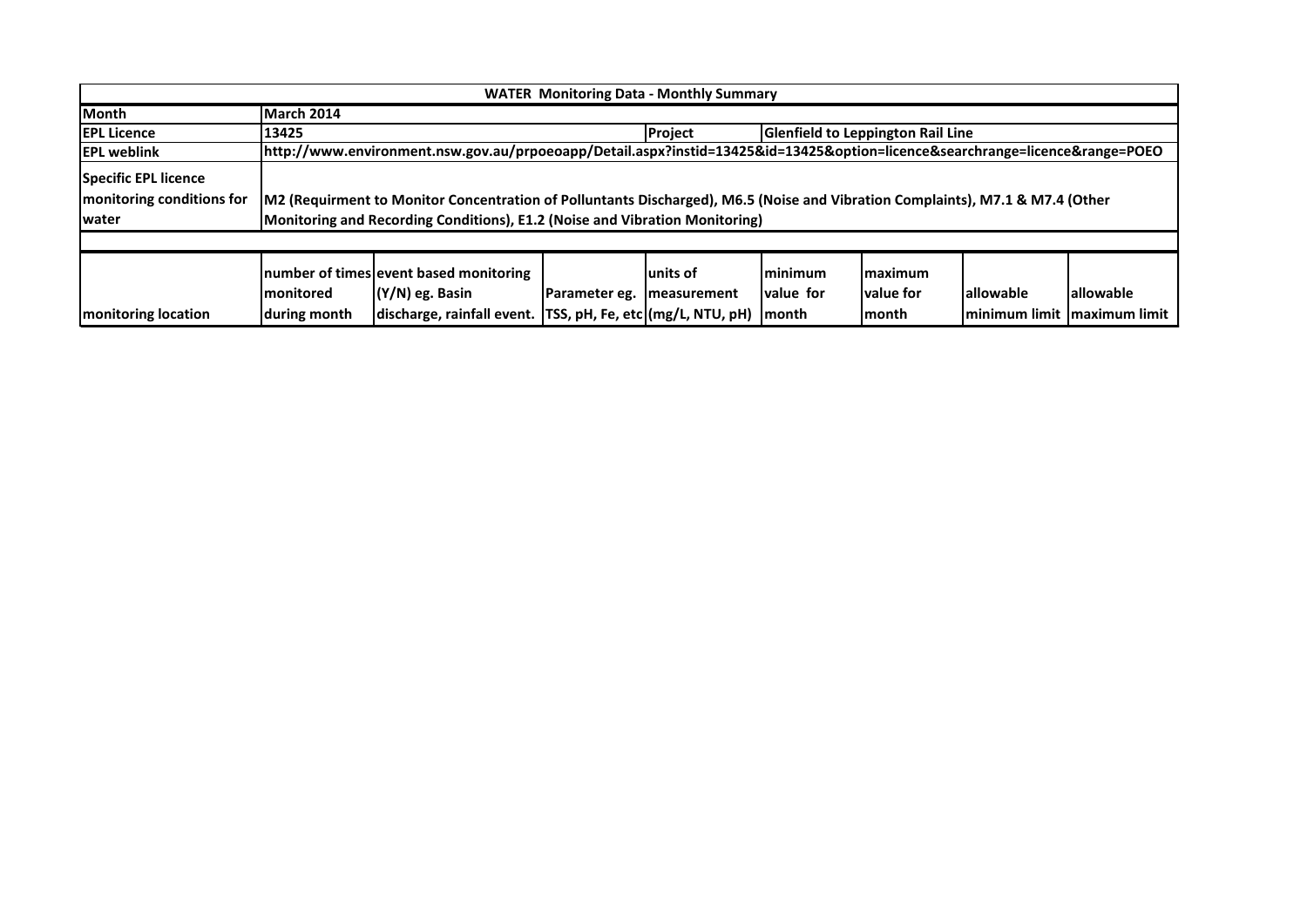| WATER Monitoring Data - Monthly Summary | | | | | | | | |
|---|---|---|---|---|---|---|---|---|
| **Month** | **March 2014** | | | | | | | |
| **EPL Licence** | **13425** | | | **Project** | **Glenfield to Leppington Rail Line** | | | |
| **EPL weblink** | **http://www.environment.nsw.gov.au/prpoeoapp/Detail.aspx?instid=13425&id=13425&option=licence&searchrange=licence&range=POEO** | | | | | | | |
| **Specific EPL licence monitoring conditions for water** | **M2 (Requirment to Monitor Concentration of Polluntants Discharged), M6.5 (Noise and Vibration Complaints), M7.1 & M7.4 (Other Monitoring and Recording Conditions), E1.2 (Noise and Vibration Monitoring)** | | | | | | | |
| | | | | | | | | |
| **monitoring location** | **number of times monitored during month** | **event based monitoring (Y/N) eg. Basin discharge, rainfall event.** | **Parameter eg. TSS, pH, Fe, etc** | **units of measurement (mg/L, NTU, pH)** | **minimum value for month** | **maximum value for month** | **allowable minimum limit** | **allowable maximum limit** |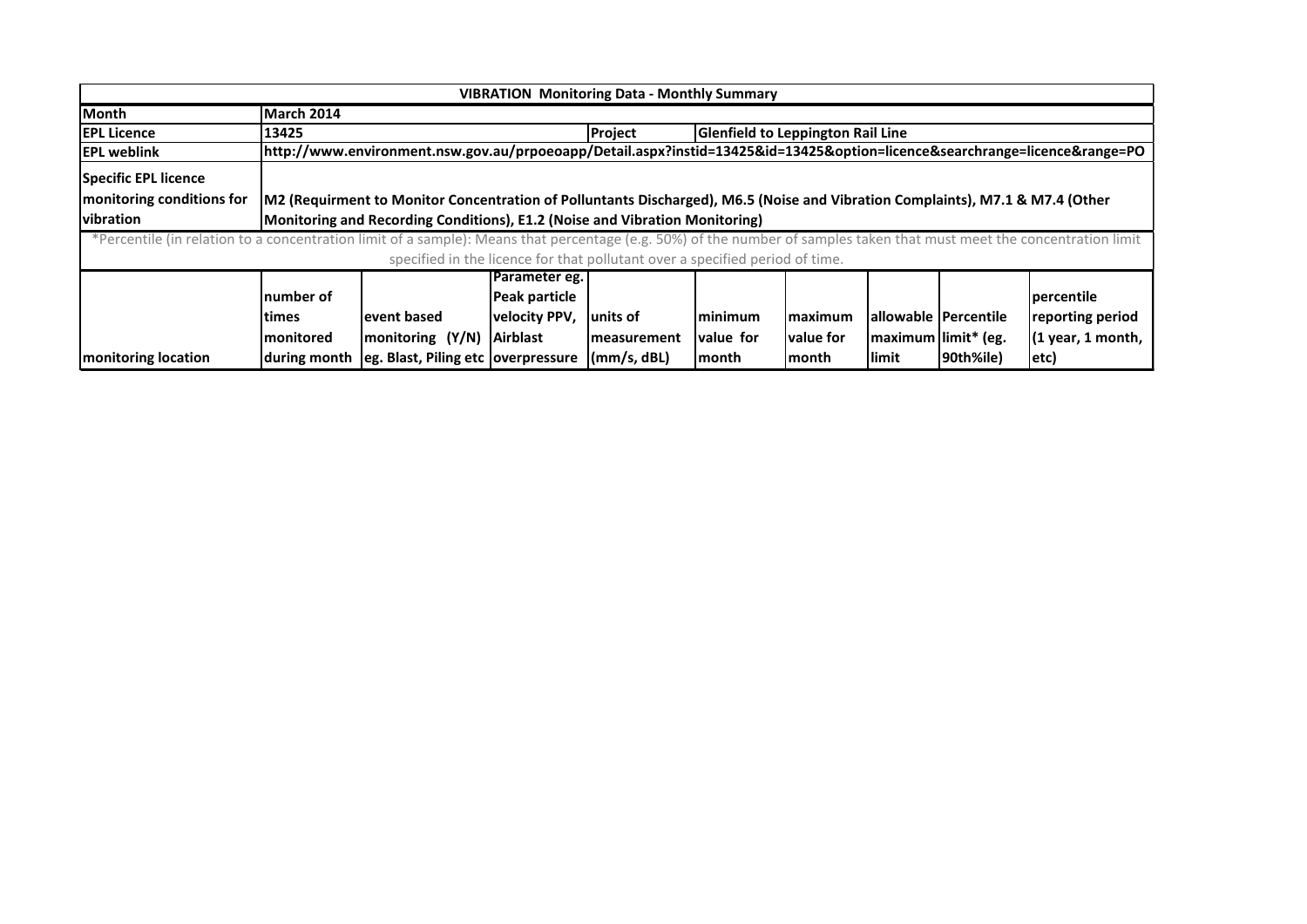| VIBRATION Monitoring Data - Monthly Summary | | | | | | | | | |
|---|---|---|---|---|---|---|---|---|---|
| **Month** | **March 2014** | | | | | | | | |
| **EPL Licence** | **13425** | | | **Project** | **Glenfield to Leppington Rail Line** | | | | |
| **EPL weblink** | **http://www.environment.nsw.gov.au/prpoeoapp/Detail.aspx?instid=13425&id=13425&option=licence&searchrange=licence&range=PO** | | | | | | | | |
| **Specific EPL licence monitoring conditions for vibration** | **M2 (Requirment to Monitor Concentration of Polluntants Discharged), M6.5 (Noise and Vibration Complaints), M7.1 & M7.4 (Other Monitoring and Recording Conditions), E1.2 (Noise and Vibration Monitoring)** | | | | | | | | |
| *Percentile (in relation to a concentration limit of a sample): Means that percentage (e.g. 50%) of the number of samples taken that must meet the concentration limit specified in the licence for that pollutant over a specified period of time. | | | | | | | | | |
| **monitoring location** | **number of times monitored during month** | **event based monitoring (Y/N) eg. Blast, Piling etc** | **Parameter eg. Peak particle velocity PPV, Airblast overpressure** | **units of measurement (mm/s, dBL)** | **minimum value for month** | **maximum value for month** | **allowable maximum limit** | **Percentile limit* (eg. 90th%ile)** | **percentile reporting period (1 year, 1 month, etc)** |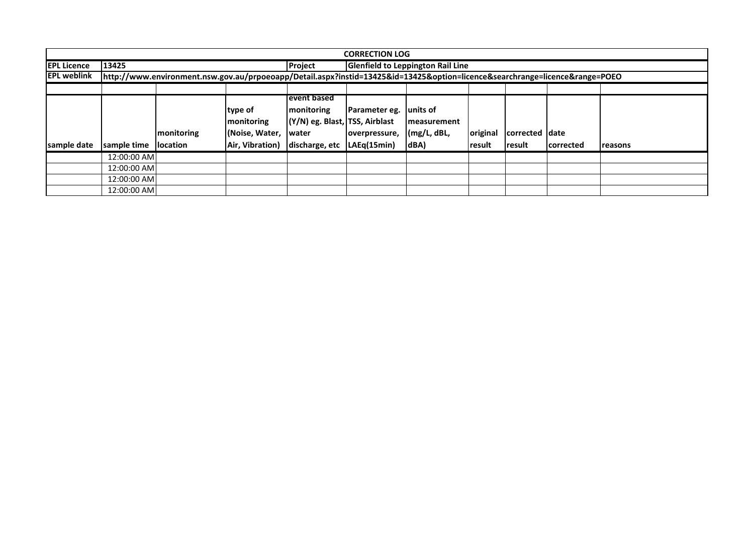| CORRECTION LOG | | | | | | | | | | |
|---|---|---|---|---|---|---|---|---|---|---|
| **EPL Licence** | **13425** | | | **Project** | **Glenfield to Leppington Rail Line** | | | | | |
| **EPL weblink** | **http://www.environment.nsw.gov.au/prpoeoapp/Detail.aspx?instid=13425&id=13425&option=licence&searchrange=licence&range=POEO** | | | | | | | | | |
| | | | | | | | | | | |
| **sample date** | **sample time** | **monitoring location** | **type of monitoring (Noise, Water, Air, Vibration)** | **event based monitoring (Y/N) eg. Blast, water discharge, etc** | **Parameter eg. TSS, Airblast overpressure, LAEq(15min)** | **units of measurement (mg/L, dBL, dBA)** | **original result** | **corrected result** | **date corrected** | **reasons** |
| | 12:00:00 AM | | | | | | | | | |
| | 12:00:00 AM | | | | | | | | | |
| | 12:00:00 AM | | | | | | | | | |
| | 12:00:00 AM | | | | | | | | | |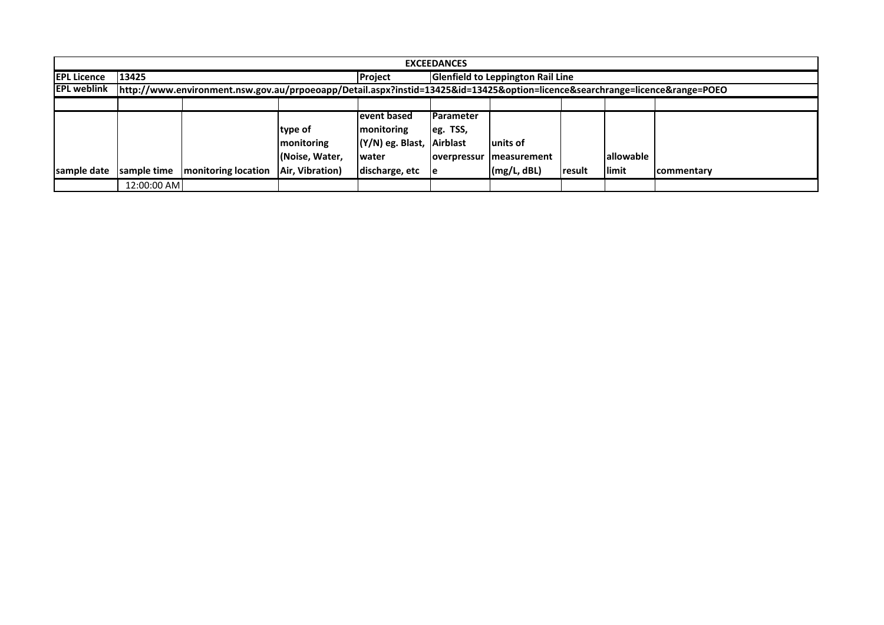| EXCEEDANCES | | | | | | | | | |
|---|---|---|---|---|---|---|---|---|---|
| EPL Licence | 13425 | | | Project | Glenfield to Leppington Rail Line | | | | |
| EPL weblink | http://www.environment.nsw.gov.au/prpoeoapp/Detail.aspx?instid=13425&id=13425&option=licence&searchrange=licence&range=POEO | | | | | | | | |
| | | | | | | | | | |
| sample date | sample time | monitoring location | type of monitoring (Noise, Water, Air, Vibration) | event based monitoring (Y/N) eg. Blast, water discharge, etc | Parameter eg. TSS, Airblast overpressure | units of measurement (mg/L, dBL) | result | allowable limit | commentary |
| | 12:00:00 AM | | | | | | | | |